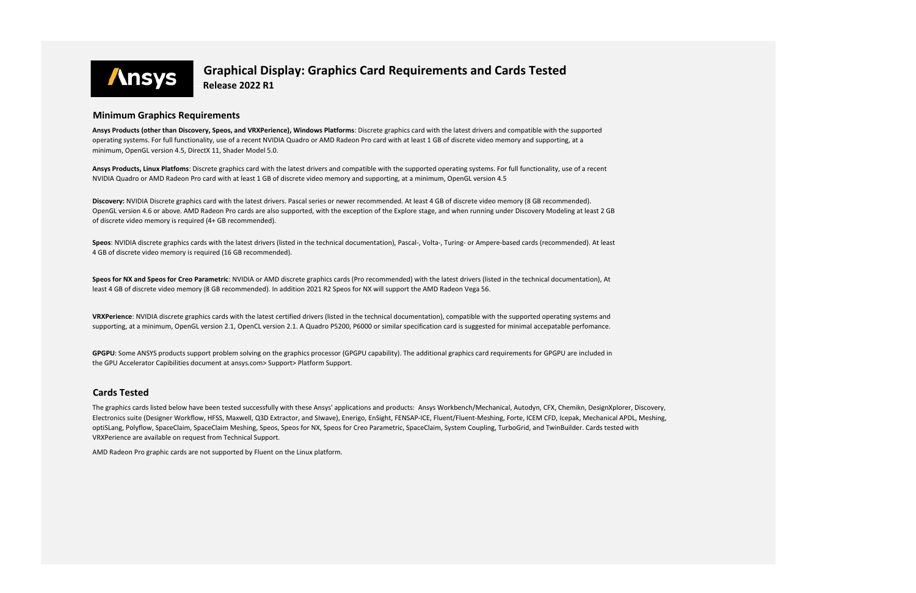# Ansys

## Graphical Display: Graphics Card Requirements and Cards Tested

**Release 2022 R1**

### Minimum Graphics Requirements

**Ansys Products (other than Discovery, Speos, and VRXPerience), Windows Platforms**: Discrete graphics card with the latest drivers and compatible with the supported operating systems. For full functionality, use of a recent NVIDIA Quadro or AMD Radeon Pro card with at least 1 GB of discrete video memory and supporting, at a minimum, OpenGL version 4.5, DirectX 11, Shader Model 5.0.

**Ansys Products, Linux Platfoms**: Discrete graphics card with the latest drivers and compatible with the supported operating systems. For full functionality, use of a recent NVIDIA Quadro or AMD Radeon Pro card with at least 1 GB of discrete video memory and supporting, at a minimum, OpenGL version 4.5

**Discovery:** NVIDIA Discrete graphics card with the latest drivers. Pascal series or newer recommended. At least 4 GB of discrete video memory (8 GB recommended). OpenGL version 4.6 or above. AMD Radeon Pro cards are also supported, with the exception of the Explore stage, and when running under Discovery Modeling at least 2 GB of discrete video memory is required (4+ GB recommended).

**Speos**: NVIDIA discrete graphics cards with the latest drivers (listed in the technical documentation), Pascal-, Volta-, Turing- or Ampere-based cards (recommended). At least 4 GB of discrete video memory is required (16 GB recommended).

**Speos for NX and Speos for Creo Parametric**: NVIDIA or AMD discrete graphics cards (Pro recommended) with the latest drivers (listed in the technical documentation), At least 4 GB of discrete video memory (8 GB recommended). In addition 2021 R2 Speos for NX will support the AMD Radeon Vega 56.

**VRXPerience**: NVIDIA discrete graphics cards with the latest certified drivers (listed in the technical documentation), compatible with the supported operating systems and supporting, at a minimum, OpenGL version 2.1, OpenCL version 2.1. A Quadro P5200, P6000 or similar specification card is suggested for minimal accepatable perfomance.

**GPGPU**: Some ANSYS products support problem solving on the graphics processor (GPGPU capability). The additional graphics card requirements for GPGPU are included in the GPU Accelerator Capibilities document at ansys.com> Support> Platform Support.

### Cards Tested

The graphics cards listed below have been tested successfully with these Ansys' applications and products: Ansys Workbench/Mechanical, Autodyn, CFX, Chemikn, DesignXplorer, Discovery, Electronics suite (Designer Workflow, HFSS, Maxwell, Q3D Extractor, and SIwave), Energio, EnSight, FENSAP-ICE, Fluent/Fluent-Meshing, Forte, ICEM CFD, Icepak, Mechanical APDL, Meshing, optiSLang, Polyflow, SpaceClaim, SpaceClaim Meshing, Speos, Speos for NX, Speos for Creo Parametric, SpaceClaim, System Coupling, TurboGrid, and TwinBuilder. Cards tested with VRXPerience are available on request from Technical Support.

AMD Radeon Pro graphic cards are not supported by Fluent on the Linux platform.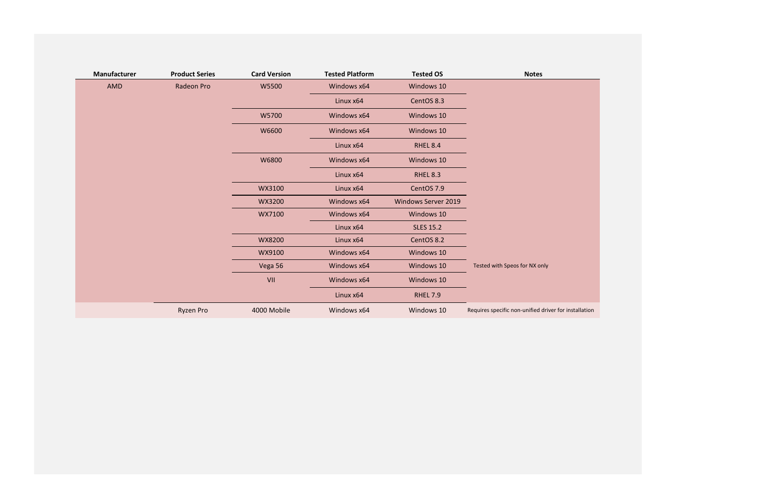| Manufacturer | Product Series | Card Version | Tested Platform | Tested OS | Notes |
|---|---|---|---|---|---|
| AMD | Radeon Pro | W5500 | Windows x64 | Windows 10 | |
| | | | Linux x64 | CentOS 8.3 | |
| | | W5700 | Windows x64 | Windows 10 | |
| | | W6600 | Windows x64 | Windows 10 | |
| | | | Linux x64 | RHEL 8.4 | |
| | | W6800 | Windows x64 | Windows 10 | |
| | | | Linux x64 | RHEL 8.3 | |
| | | WX3100 | Linux x64 | CentOS 7.9 | |
| | | WX3200 | Windows x64 | Windows Server 2019 | |
| | | WX7100 | Windows x64 | Windows 10 | |
| | | | Linux x64 | SLES 15.2 | |
| | | WX8200 | Linux x64 | CentOS 8.2 | |
| | | WX9100 | Windows x64 | Windows 10 | |
| | | Vega 56 | Windows x64 | Windows 10 | Tested with Speos for NX only |
| | | VII | Windows x64 | Windows 10 | |
| | | | Linux x64 | RHEL 7.9 | |
| | Ryzen Pro | 4000 Mobile | Windows x64 | Windows 10 | Requires specific non-unified driver for installation |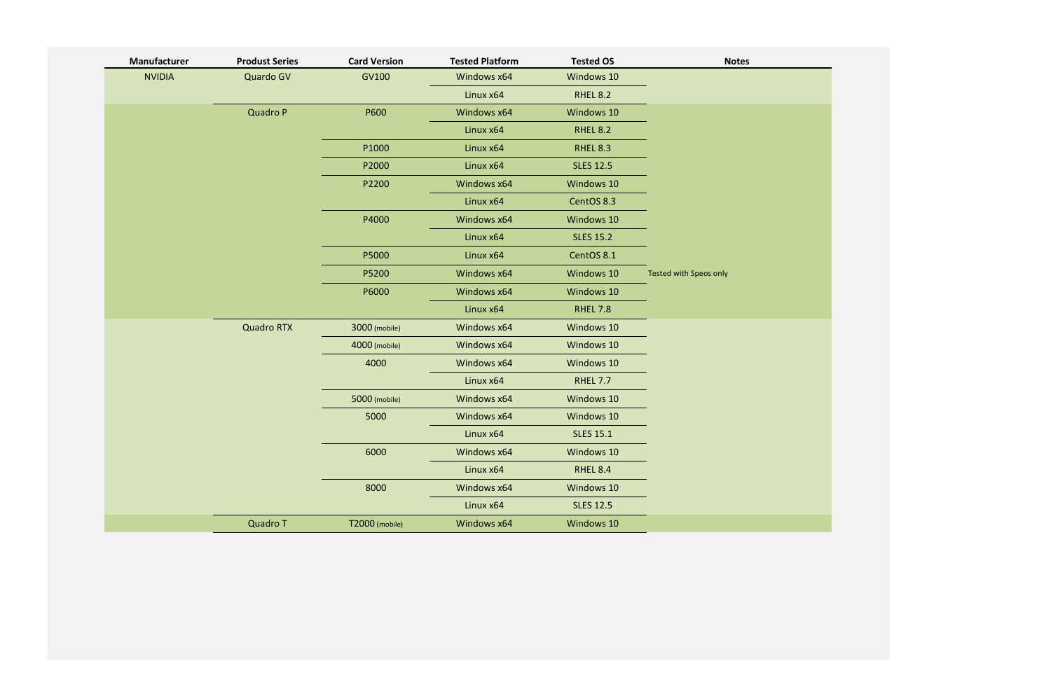| Manufacturer | Produst Series | Card Version | Tested Platform | Tested OS | Notes |
|---|---|---|---|---|---|
| NVIDIA | Quardo GV | GV100 | Windows x64 | Windows 10 | |
| | | | Linux x64 | RHEL 8.2 | |
| | Quadro P | P600 | Windows x64 | Windows 10 | |
| | | | Linux x64 | RHEL 8.2 | |
| | | P1000 | Linux x64 | RHEL 8.3 | |
| | | P2000 | Linux x64 | SLES 12.5 | |
| | | P2200 | Windows x64 | Windows 10 | |
| | | | Linux x64 | CentOS 8.3 | |
| | | P4000 | Windows x64 | Windows 10 | |
| | | | Linux x64 | SLES 15.2 | |
| | | P5000 | Linux x64 | CentOS 8.1 | |
| | | P5200 | Windows x64 | Windows 10 | Tested with Speos only |
| | | P6000 | Windows x64 | Windows 10 | |
| | | | Linux x64 | RHEL 7.8 | |
| | Quadro RTX | 3000 (mobile) | Windows x64 | Windows 10 | |
| | | 4000 (mobile) | Windows x64 | Windows 10 | |
| | | 4000 | Windows x64 | Windows 10 | |
| | | | Linux x64 | RHEL 7.7 | |
| | | 5000 (mobile) | Windows x64 | Windows 10 | |
| | | 5000 | Windows x64 | Windows 10 | |
| | | | Linux x64 | SLES 15.1 | |
| | | 6000 | Windows x64 | Windows 10 | |
| | | | Linux x64 | RHEL 8.4 | |
| | | 8000 | Windows x64 | Windows 10 | |
| | | | Linux x64 | SLES 12.5 | |
| | Quadro T | T2000 (mobile) | Windows x64 | Windows 10 | |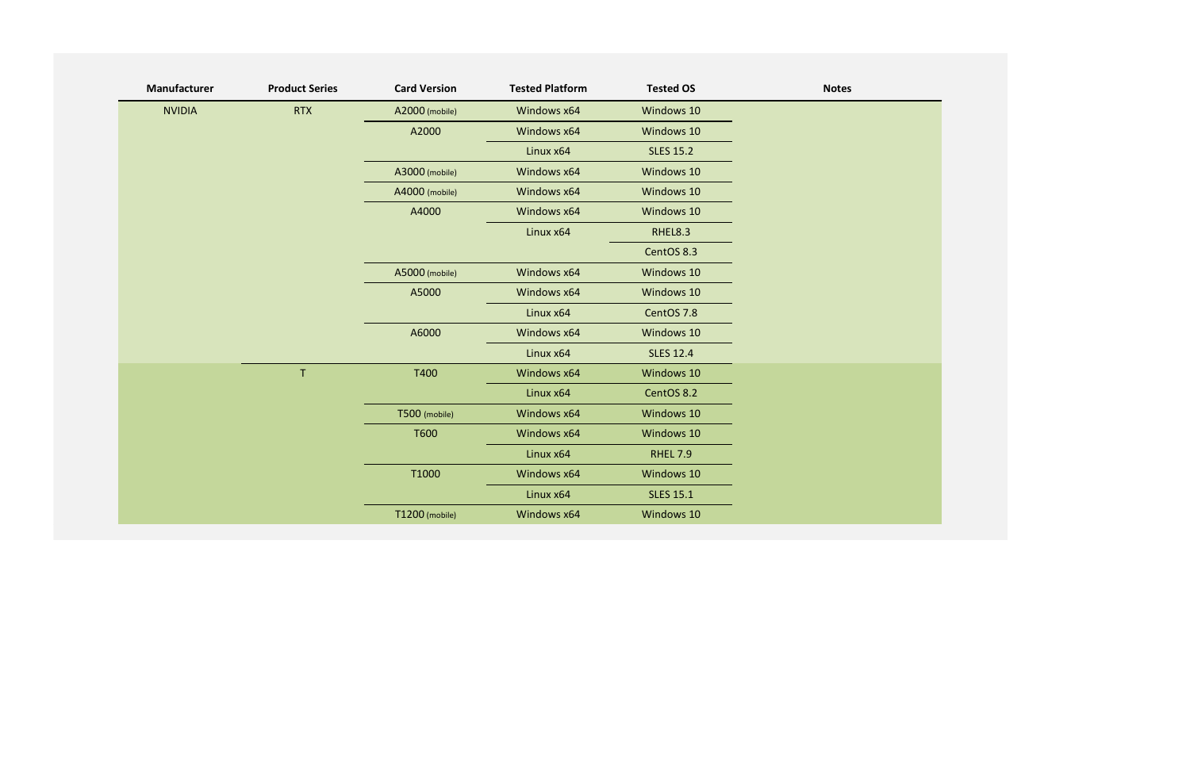| Manufacturer | Product Series | Card Version | Tested Platform | Tested OS | Notes |
|---|---|---|---|---|---|
| NVIDIA | RTX | A2000 (mobile) | Windows x64 | Windows 10 | |
| | | A2000 | Windows x64 | Windows 10 | |
| | | | Linux x64 | SLES 15.2 | |
| | | A3000 (mobile) | Windows x64 | Windows 10 | |
| | | A4000 (mobile) | Windows x64 | Windows 10 | |
| | | A4000 | Windows x64 | Windows 10 | |
| | | | Linux x64 | RHEL8.3 | |
| | | | | CentOS 8.3 | |
| | | A5000 (mobile) | Windows x64 | Windows 10 | |
| | | A5000 | Windows x64 | Windows 10 | |
| | | | Linux x64 | CentOS 7.8 | |
| | | A6000 | Windows x64 | Windows 10 | |
| | | | Linux x64 | SLES 12.4 | |
| | T | T400 | Windows x64 | Windows 10 | |
| | | | Linux x64 | CentOS 8.2 | |
| | | T500 (mobile) | Windows x64 | Windows 10 | |
| | | T600 | Windows x64 | Windows 10 | |
| | | | Linux x64 | RHEL 7.9 | |
| | | T1000 | Windows x64 | Windows 10 | |
| | | | Linux x64 | SLES 15.1 | |
| | | T1200 (mobile) | Windows x64 | Windows 10 | |